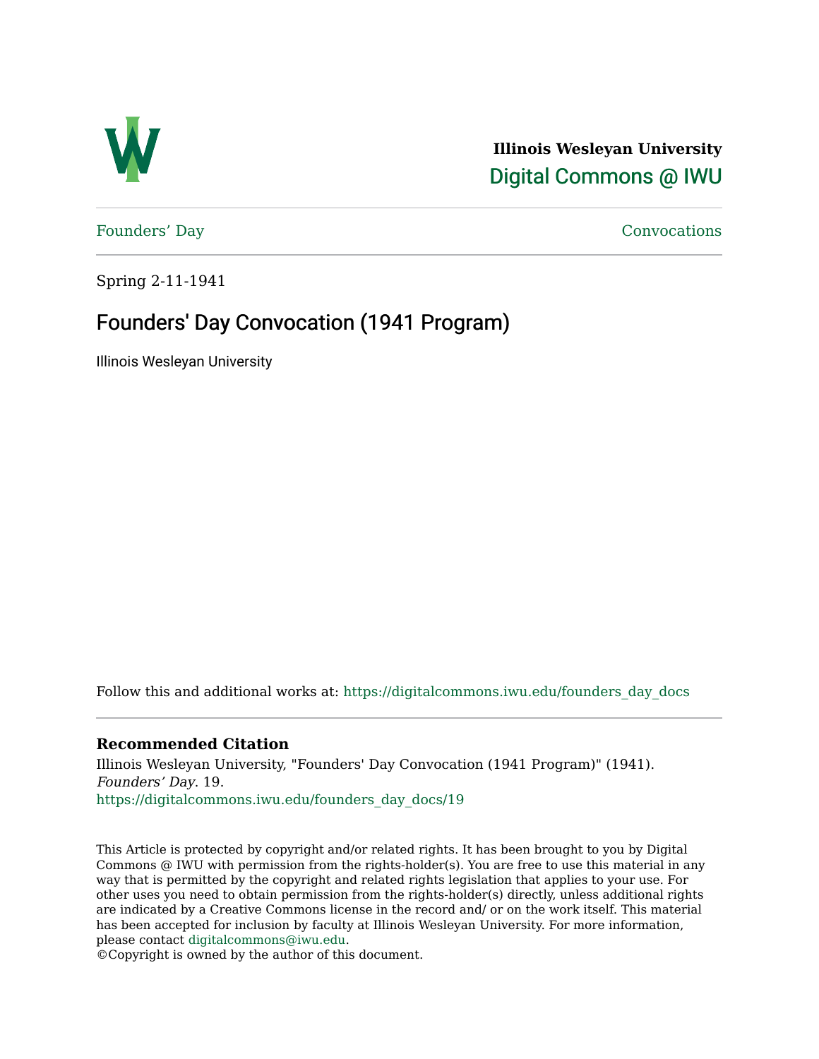**Illinois Wesleyan University**

Digital Commons @ IWU

Founders' Day | Convocations

Spring 2-11-1941

# Founders' Day Convocation (1941 Program)

Illinois Wesleyan University

Follow this and additional works at: https://digitalcommons.iwu.edu/founders_day_docs

### Recommended Citation

Illinois Wesleyan University, "Founders' Day Convocation (1941 Program)" (1941). *Founders' Day*. 19.
https://digitalcommons.iwu.edu/founders_day_docs/19

This Article is protected by copyright and/or related rights. It has been brought to you by Digital Commons @ IWU with permission from the rights-holder(s). You are free to use this material in any way that is permitted by the copyright and related rights legislation that applies to your use. For other uses you need to obtain permission from the rights-holder(s) directly, unless additional rights are indicated by a Creative Commons license in the record and/ or on the work itself. This material has been accepted for inclusion by faculty at Illinois Wesleyan University. For more information, please contact digitalcommons@iwu.edu.
©Copyright is owned by the author of this document.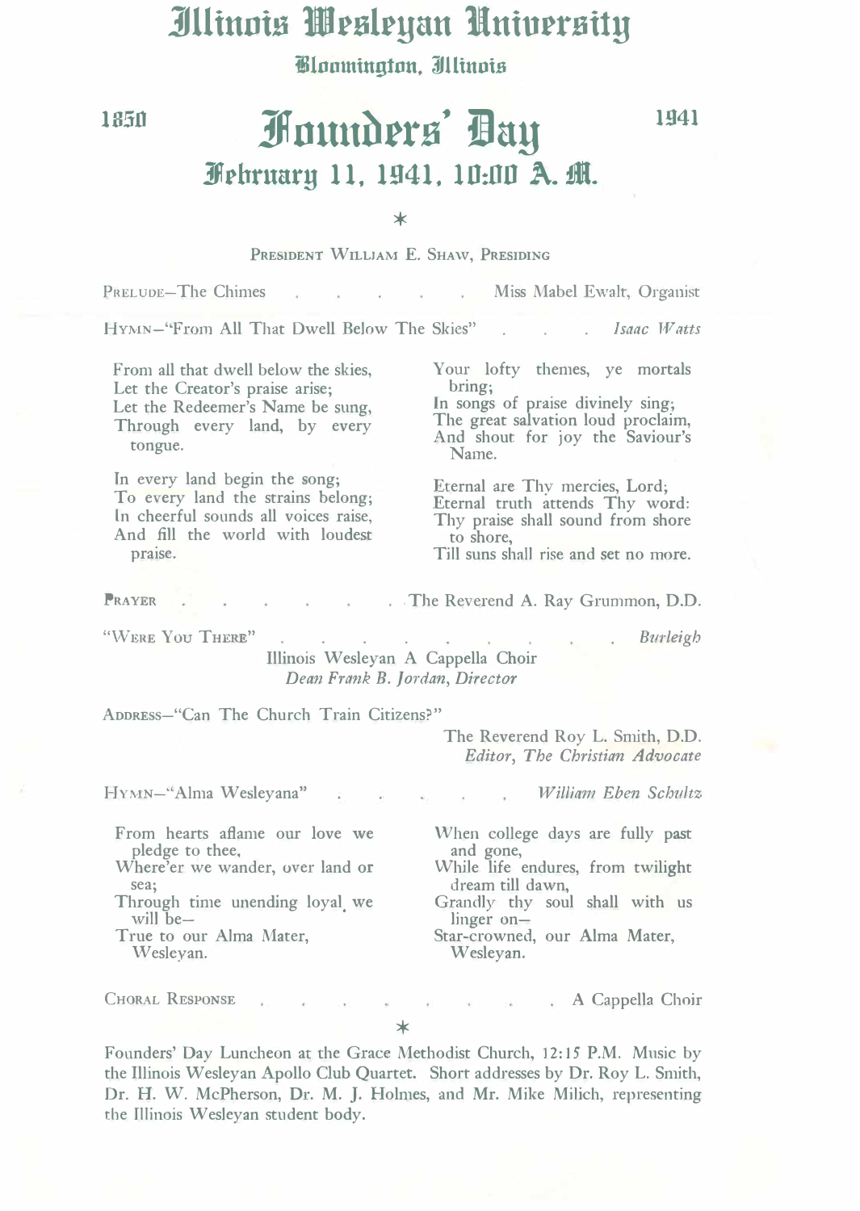# Illinois Wesleyan University

## Bloomington, Illinois

1850 — **Founders' Day** — 1941

## February 11, 1941, 10:00 A. M.

*

PRESIDENT WILLIAM E. SHAW, PRESIDING

PRELUDE—The Chimes . . . . . . Miss Mabel Ewalt, Organist

HYMN—"From All That Dwell Below The Skies" . . . *Isaac Watts*

From all that dwell below the skies,
Let the Creator's praise arise;
Let the Redeemer's Name be sung,
Through every land, by every tongue.

In every land begin the song;
To every land the strains belong;
In cheerful sounds all voices raise,
And fill the world with loudest praise.

Your lofty themes, ye mortals bring;
In songs of praise divinely sing;
The great salvation loud proclaim,
And shout for joy the Saviour's Name.

Eternal are Thy mercies, Lord;
Eternal truth attends Thy word:
Thy praise shall sound from shore to shore,
Till suns shall rise and set no more.

PRAYER . . . . . . The Reverend A. Ray Grummon, D.D.

"WERE YOU THERE" . . . . . . . . . . *Burleigh*

Illinois Wesleyan A Cappella Choir
*Dean Frank B. Jordan, Director*

ADDRESS—"Can The Church Train Citizens?"

The Reverend Roy L. Smith, D.D.
*Editor, The Christian Advocate*

HYMN—"Alma Wesleyana" . . . . . . *William Eben Schultz*

From hearts aflame our love we pledge to thee,
Where'er we wander, over land or sea;
Through time unending loyal we will be—
True to our Alma Mater,
Wesleyan.

When college days are fully past and gone,
While life endures, from twilight dream till dawn,
Grandly thy soul shall with us linger on—
Star-crowned, our Alma Mater,
Wesleyan.

CHORAL RESPONSE . . . . . . . . A Cappella Choir

*

Founders' Day Luncheon at the Grace Methodist Church, 12:15 P.M. Music by the Illinois Wesleyan Apollo Club Quartet. Short addresses by Dr. Roy L. Smith, Dr. H. W. McPherson, Dr. M. J. Holmes, and Mr. Mike Milich, representing the Illinois Wesleyan student body.